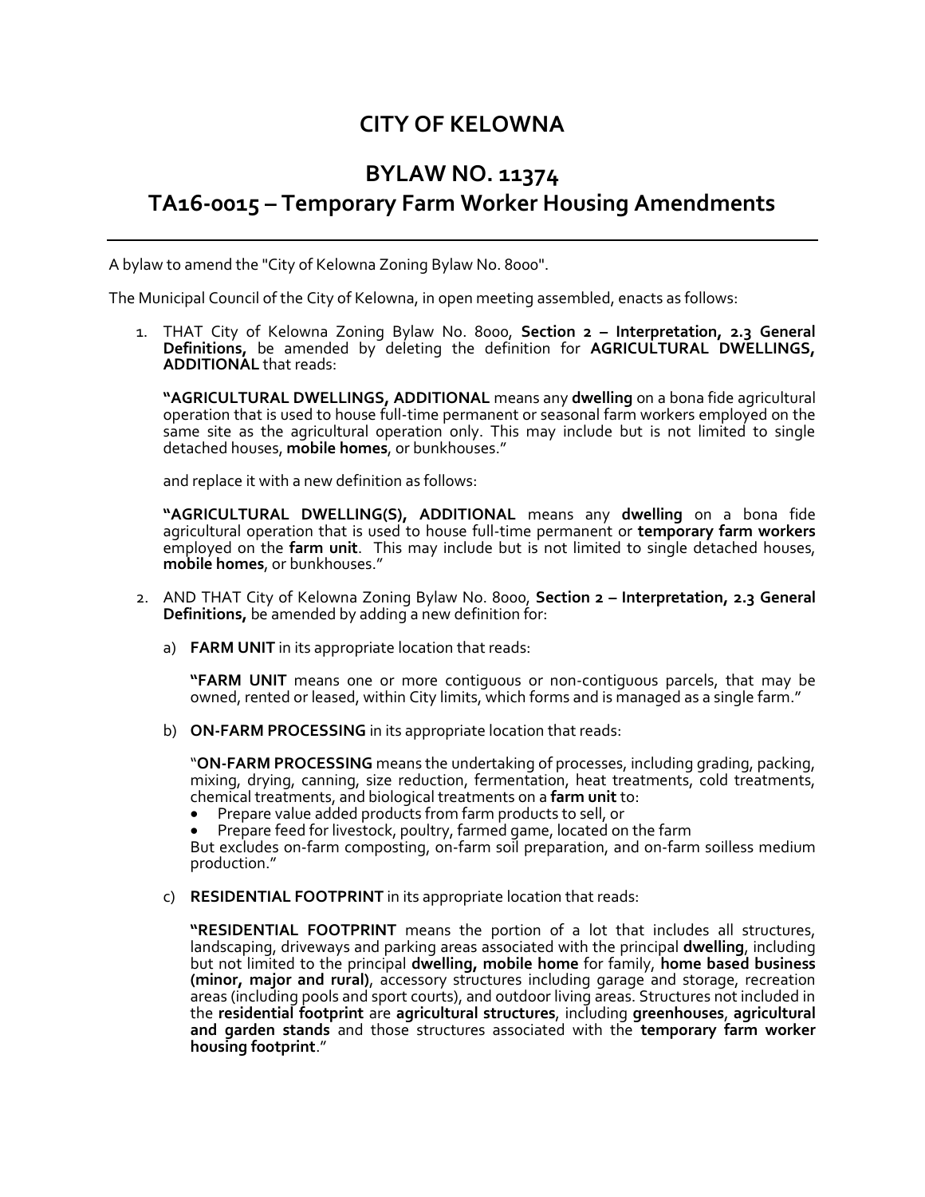# CITY OF KELOWNA

## BYLAW NO. 11374
## TA16-0015 – Temporary Farm Worker Housing Amendments

---

A bylaw to amend the "City of Kelowna Zoning Bylaw No. 8000".

The Municipal Council of the City of Kelowna, in open meeting assembled, enacts as follows:

1. THAT City of Kelowna Zoning Bylaw No. 8000, **Section 2 – Interpretation, 2.3 General Definitions,** be amended by deleting the definition for **AGRICULTURAL DWELLINGS, ADDITIONAL** that reads:

   **"AGRICULTURAL DWELLINGS, ADDITIONAL** means any **dwelling** on a bona fide agricultural operation that is used to house full-time permanent or seasonal farm workers employed on the same site as the agricultural operation only. This may include but is not limited to single detached houses, **mobile homes**, or bunkhouses."

   and replace it with a new definition as follows:

   **"AGRICULTURAL DWELLING(S), ADDITIONAL** means any **dwelling** on a bona fide agricultural operation that is used to house full-time permanent or **temporary farm workers** employed on the **farm unit**. This may include but is not limited to single detached houses, **mobile homes**, or bunkhouses."

2. AND THAT City of Kelowna Zoning Bylaw No. 8000, **Section 2 – Interpretation, 2.3 General Definitions,** be amended by adding a new definition for:

   a) **FARM UNIT** in its appropriate location that reads:

      **"FARM UNIT** means one or more contiguous or non-contiguous parcels, that may be owned, rented or leased, within City limits, which forms and is managed as a single farm."

   b) **ON-FARM PROCESSING** in its appropriate location that reads:

      "**ON-FARM PROCESSING** means the undertaking of processes, including grading, packing, mixing, drying, canning, size reduction, fermentation, heat treatments, cold treatments, chemical treatments, and biological treatments on a **farm unit** to:
      - Prepare value added products from farm products to sell, or
      - Prepare feed for livestock, poultry, farmed game, located on the farm

      But excludes on-farm composting, on-farm soil preparation, and on-farm soilless medium production."

   c) **RESIDENTIAL FOOTPRINT** in its appropriate location that reads:

      **"RESIDENTIAL FOOTPRINT** means the portion of a lot that includes all structures, landscaping, driveways and parking areas associated with the principal **dwelling**, including but not limited to the principal **dwelling, mobile home** for family, **home based business (minor, major and rural)**, accessory structures including garage and storage, recreation areas (including pools and sport courts), and outdoor living areas. Structures not included in the **residential footprint** are **agricultural structures**, including **greenhouses**, **agricultural and garden stands** and those structures associated with the **temporary farm worker housing footprint**."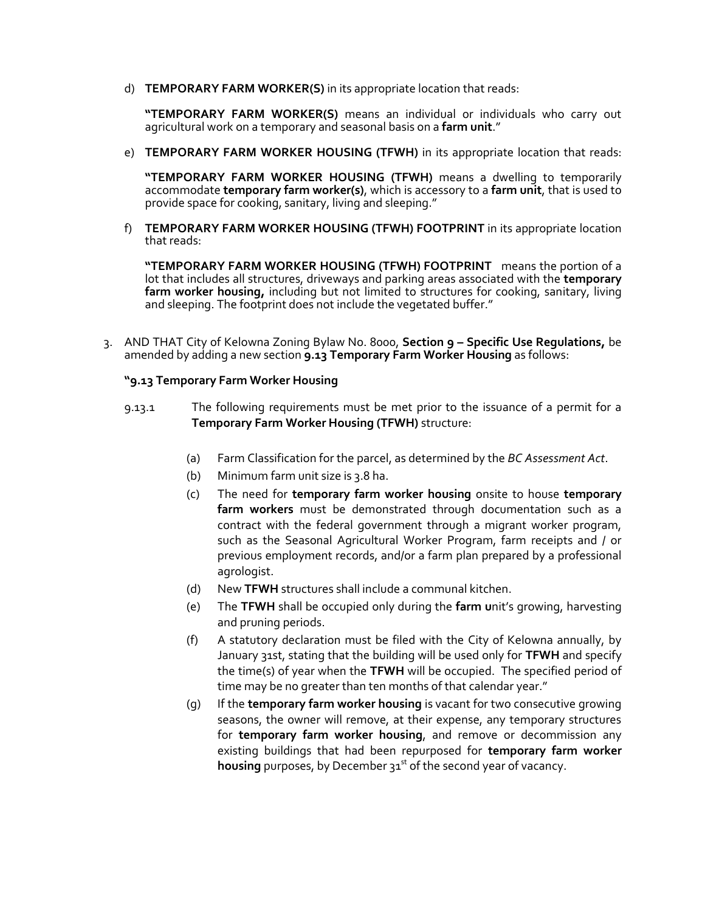d) **TEMPORARY FARM WORKER(S)** in its appropriate location that reads:

   **"TEMPORARY FARM WORKER(S)** means an individual or individuals who carry out agricultural work on a temporary and seasonal basis on a **farm unit**."

e) **TEMPORARY FARM WORKER HOUSING (TFWH)** in its appropriate location that reads:

   **"TEMPORARY FARM WORKER HOUSING (TFWH)** means a dwelling to temporarily accommodate **temporary farm worker(s)**, which is accessory to a **farm unit**, that is used to provide space for cooking, sanitary, living and sleeping."

f) **TEMPORARY FARM WORKER HOUSING (TFWH) FOOTPRINT** in its appropriate location that reads:

   **"TEMPORARY FARM WORKER HOUSING (TFWH) FOOTPRINT** means the portion of a lot that includes all structures, driveways and parking areas associated with the **temporary farm worker housing,** including but not limited to structures for cooking, sanitary, living and sleeping. The footprint does not include the vegetated buffer."

3. AND THAT City of Kelowna Zoning Bylaw No. 8000, **Section 9 – Specific Use Regulations,** be amended by adding a new section **9.13 Temporary Farm Worker Housing** as follows:

   **"9.13 Temporary Farm Worker Housing**

   9.13.1 The following requirements must be met prior to the issuance of a permit for a **Temporary Farm Worker Housing (TFWH)** structure:

   (a) Farm Classification for the parcel, as determined by the *BC Assessment Act*.
   (b) Minimum farm unit size is 3.8 ha.
   (c) The need for **temporary farm worker housing** onsite to house **temporary farm workers** must be demonstrated through documentation such as a contract with the federal government through a migrant worker program, such as the Seasonal Agricultural Worker Program, farm receipts and / or previous employment records, and/or a farm plan prepared by a professional agrologist.
   (d) New **TFWH** structures shall include a communal kitchen.
   (e) The **TFWH** shall be occupied only during the **farm u**nit's growing, harvesting and pruning periods.
   (f) A statutory declaration must be filed with the City of Kelowna annually, by January 31st, stating that the building will be used only for **TFWH** and specify the time(s) of year when the **TFWH** will be occupied. The specified period of time may be no greater than ten months of that calendar year."
   (g) If the **temporary farm worker housing** is vacant for two consecutive growing seasons, the owner will remove, at their expense, any temporary structures for **temporary farm worker housing**, and remove or decommission any existing buildings that had been repurposed for **temporary farm worker housing** purposes, by December 31st of the second year of vacancy.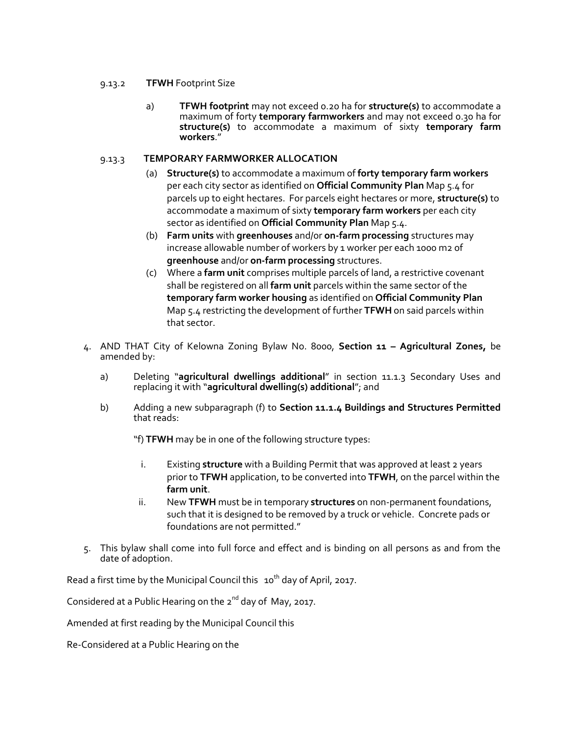9.13.2 **TFWH** Footprint Size

a) **TFWH footprint** may not exceed 0.20 ha for **structure(s)** to accommodate a maximum of forty **temporary farmworkers** and may not exceed 0.30 ha for **structure(s)** to accommodate a maximum of sixty **temporary farm workers**."

9.13.3 **TEMPORARY FARMWORKER ALLOCATION**

(a) **Structure(s)** to accommodate a maximum of **forty temporary farm workers** per each city sector as identified on **Official Community Plan** Map 5.4 for parcels up to eight hectares. For parcels eight hectares or more, **structure(s)** to accommodate a maximum of sixty **temporary farm workers** per each city sector as identified on **Official Community Plan** Map 5.4.

(b) **Farm units** with **greenhouses** and/or **on-farm processing** structures may increase allowable number of workers by 1 worker per each 1000 m2 of **greenhouse** and/or **on-farm processing** structures.

(c) Where a **farm unit** comprises multiple parcels of land, a restrictive covenant shall be registered on all **farm unit** parcels within the same sector of the **temporary farm worker housing** as identified on **Official Community Plan** Map 5.4 restricting the development of further **TFWH** on said parcels within that sector.

4. AND THAT City of Kelowna Zoning Bylaw No. 8000, **Section 11 – Agricultural Zones,** be amended by:

   a) Deleting "**agricultural dwellings additional**" in section 11.1.3 Secondary Uses and replacing it with "**agricultural dwelling(s) additional**"; and

   b) Adding a new subparagraph (f) to **Section 11.1.4 Buildings and Structures Permitted** that reads:

   "f) **TFWH** may be in one of the following structure types:

   i. Existing **structure** with a Building Permit that was approved at least 2 years prior to **TFWH** application, to be converted into **TFWH**, on the parcel within the **farm unit**.

   ii. New **TFWH** must be in temporary **structures** on non-permanent foundations, such that it is designed to be removed by a truck or vehicle. Concrete pads or foundations are not permitted."

5. This bylaw shall come into full force and effect and is binding on all persons as and from the date of adoption.

Read a first time by the Municipal Council this 10th day of April, 2017.

Considered at a Public Hearing on the 2nd day of May, 2017.

Amended at first reading by the Municipal Council this

Re-Considered at a Public Hearing on the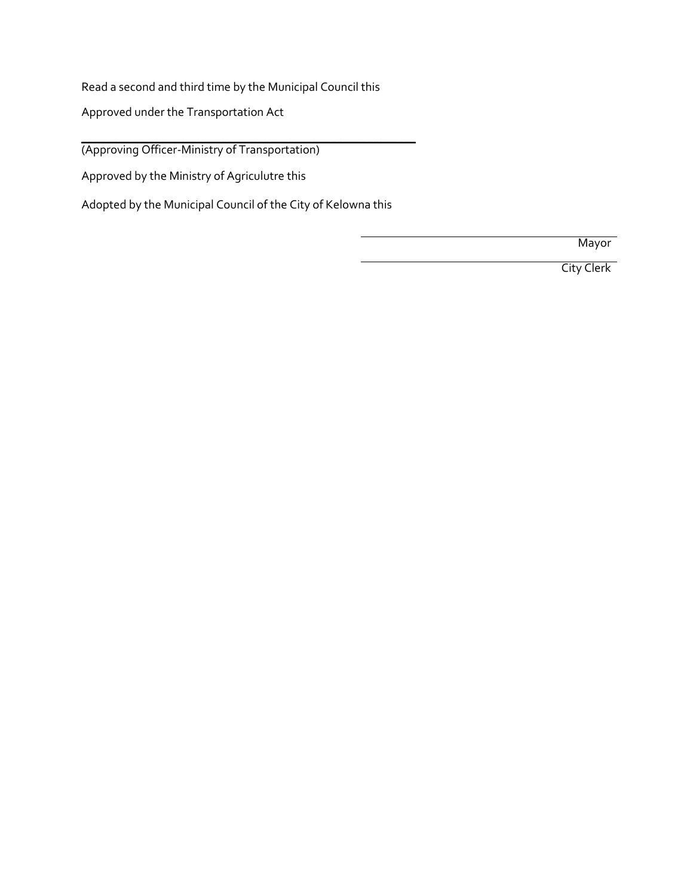Read a second and third time by the Municipal Council this

Approved under the Transportation Act

\_\_\_\_\_\_\_\_\_\_\_\_\_\_\_\_\_\_\_\_\_\_\_\_\_\_\_\_\_\_\_\_\_\_\_\_\_\_\_\_\_\_\_\_\_\_\_\_\_\_\_

(Approving Officer-Ministry of Transportation)

Approved by the Ministry of Agriculutre this

Adopted by the Municipal Council of the City of Kelowna this

\_\_\_\_\_\_\_\_\_\_\_\_\_\_\_\_\_\_\_\_\_\_\_\_\_\_\_\_\_\_\_\_\_\_\_\_\_\_\_\_

Mayor

\_\_\_\_\_\_\_\_\_\_\_\_\_\_\_\_\_\_\_\_\_\_\_\_\_\_\_\_\_\_\_\_\_\_\_\_\_\_\_\_

City Clerk